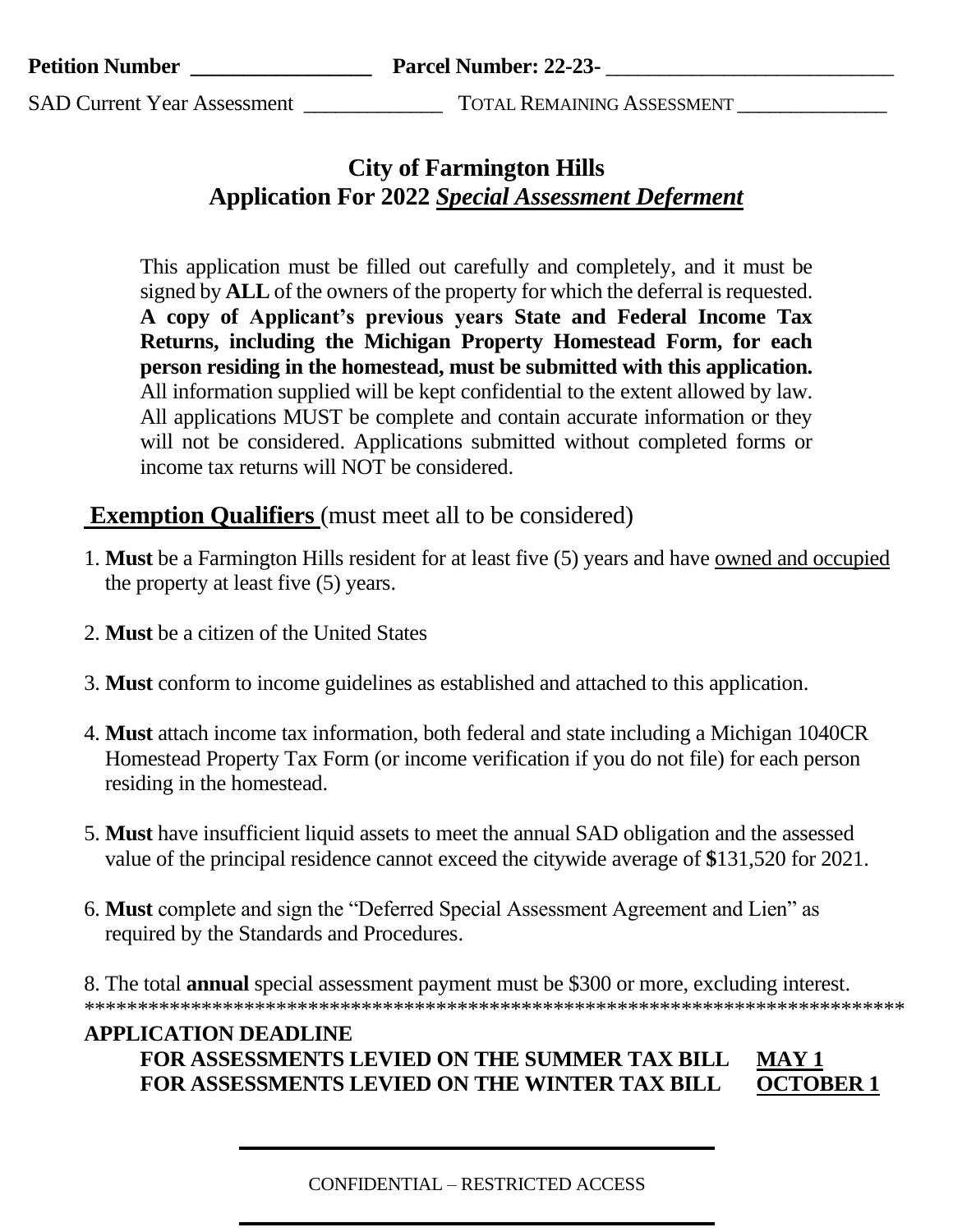**Petition Number _________________ Parcel Number: 22-23- ___________________________**

SAD Current Year Assessment _____________ TOTAL REMAINING ASSESSMENT ______________

# City of Farmington Hills
# Application For 2022 ***Special Assessment Deferment***

This application must be filled out carefully and completely, and it must be signed by **ALL** of the owners of the property for which the deferral is requested. **A copy of Applicant's previous years State and Federal Income Tax Returns, including the Michigan Property Homestead Form, for each person residing in the homestead, must be submitted with this application.** All information supplied will be kept confidential to the extent allowed by law. All applications MUST be complete and contain accurate information or they will not be considered. Applications submitted without completed forms or income tax returns will NOT be considered.

## **Exemption Qualifiers** (must meet all to be considered)

1. **Must** be a Farmington Hills resident for at least five (5) years and have owned and occupied the property at least five (5) years.

2. **Must** be a citizen of the United States

3. **Must** conform to income guidelines as established and attached to this application.

4. **Must** attach income tax information, both federal and state including a Michigan 1040CR Homestead Property Tax Form (or income verification if you do not file) for each person residing in the homestead.

5. **Must** have insufficient liquid assets to meet the annual SAD obligation and the assessed value of the principal residence cannot exceed the citywide average of **$**131,520 for 2021.

6. **Must** complete and sign the "Deferred Special Assessment Agreement and Lien" as required by the Standards and Procedures.

8. The total **annual** special assessment payment must be $300 or more, excluding interest.

*******************************************************************************

**APPLICATION DEADLINE**

**FOR ASSESSMENTS LEVIED ON THE SUMMER TAX BILL MAY 1**
**FOR ASSESSMENTS LEVIED ON THE WINTER TAX BILL OCTOBER 1**

CONFIDENTIAL – RESTRICTED ACCESS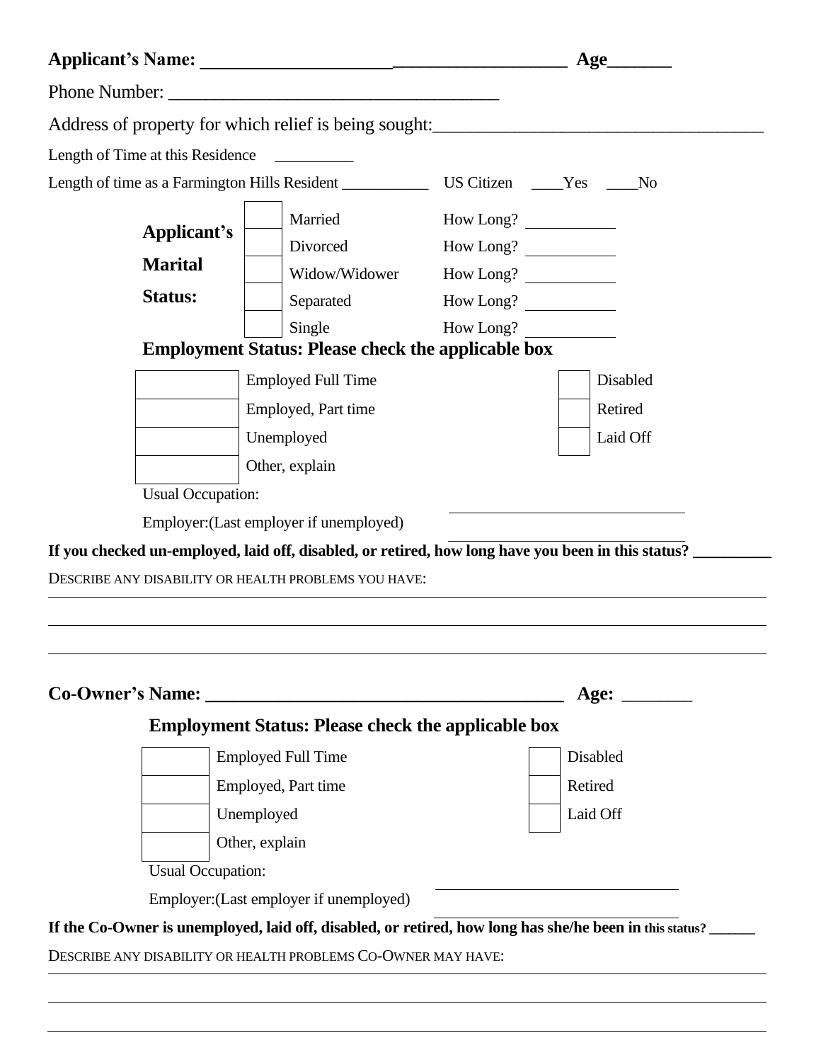**Applicant's Name: ______________________________________ Age_______**

Phone Number: ____________________________________

Address of property for which relief is being sought:___________________________________

Length of Time at this Residence __________

Length of time as a Farmington Hills Resident ___________ US Citizen ____Yes ____No

**Applicant's Marital Status:**

| | Status | How Long? |
|---|---|---|
| ☐ | Married | How Long? ________ |
| ☐ | Divorced | How Long? ________ |
| ☐ | Widow/Widower | How Long? ________ |
| ☐ | Separated | How Long? ________ |
| ☐ | Single | How Long? ________ |

**Employment Status: Please check the applicable box**

| | | | |
|---|---|---|---|
| ☐ | Employed Full Time | ☐ | Disabled |
| ☐ | Employed, Part time | ☐ | Retired |
| ☐ | Unemployed | ☐ | Laid Off |
| ☐ | Other, explain | | |

Usual Occupation: ______________________________

Employer:(Last employer if unemployed) ______________________________

**If you checked un-employed, laid off, disabled, or retired, how long have you been in this status? __________**

DESCRIBE ANY DISABILITY OR HEALTH PROBLEMS YOU HAVE:

______________________________________________________________________________

______________________________________________________________________________

______________________________________________________________________________

**Co-Owner's Name: ________________________________________ Age:** ________

**Employment Status: Please check the applicable box**

| | | | |
|---|---|---|---|
| ☐ | Employed Full Time | ☐ | Disabled |
| ☐ | Employed, Part time | ☐ | Retired |
| ☐ | Unemployed | ☐ | Laid Off |
| ☐ | Other, explain | | |

Usual Occupation: ______________________________

Employer:(Last employer if unemployed) ______________________________

**If the Co-Owner is unemployed, laid off, disabled, or retired, how long has she/he been in this status? ______**

DESCRIBE ANY DISABILITY OR HEALTH PROBLEMS CO-OWNER MAY HAVE:

______________________________________________________________________________

______________________________________________________________________________

______________________________________________________________________________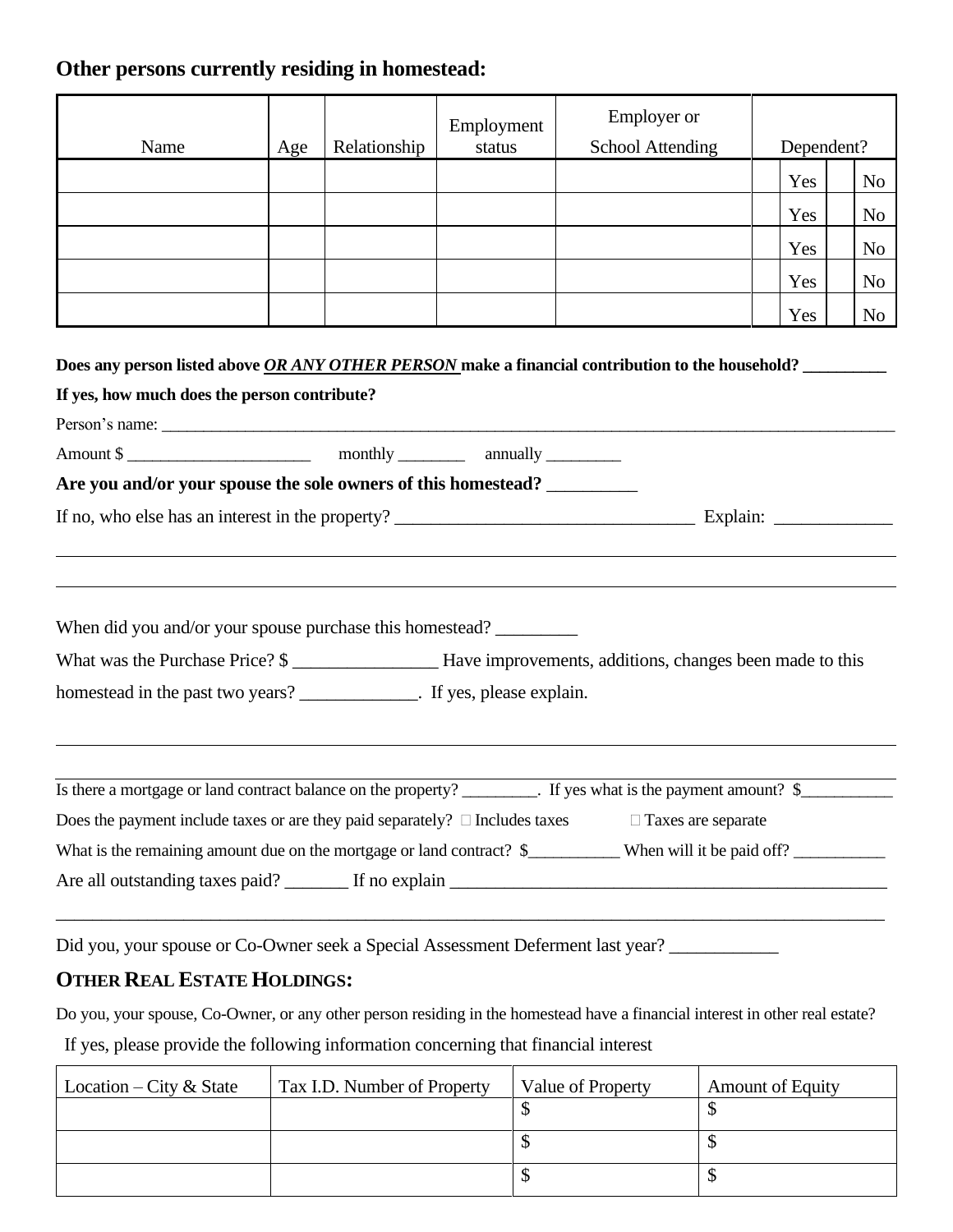## Other persons currently residing in homestead:

| Name | Age | Relationship | Employment status | Employer or School Attending | Dependent? | | | |
|---|---|---|---|---|---|---|---|---|
| | | | | | | Yes | | No |
| | | | | | | Yes | | No |
| | | | | | | Yes | | No |
| | | | | | | Yes | | No |
| | | | | | | Yes | | No |

**Does any person listed above *OR ANY OTHER PERSON* make a financial contribution to the household? __________**

**If yes, how much does the person contribute?**

Person's name: ____________________________________________________________________________________________

Amount $ ______________________ monthly ________ annually _________

**Are you and/or your spouse the sole owners of this homestead? __________**

If no, who else has an interest in the property? _________________________________ Explain: _____________

_______________________________________________________________________________________________

_______________________________________________________________________________________________

When did you and/or your spouse purchase this homestead? _________

What was the Purchase Price? $ ________________ Have improvements, additions, changes been made to this homestead in the past two years? _____________. If yes, please explain.

_______________________________________________________________________________________________

_______________________________________________________________________________________________

Is there a mortgage or land contract balance on the property? _________. If yes what is the payment amount? $___________

Does the payment include taxes or are they paid separately? ☐ Includes taxes ☐ Taxes are separate

What is the remaining amount due on the mortgage or land contract? $___________ When will it be paid off? ___________

Are all outstanding taxes paid? _______ If no explain ___________________________________________________

_______________________________________________________________________________________________

Did you, your spouse or Co-Owner seek a Special Assessment Deferment last year? ____________

## OTHER REAL ESTATE HOLDINGS:

Do you, your spouse, Co-Owner, or any other person residing in the homestead have a financial interest in other real estate?

If yes, please provide the following information concerning that financial interest

| Location – City & State | Tax I.D. Number of Property | Value of Property | Amount of Equity |
|---|---|---|---|
| | | $ | $ |
| | | $ | $ |
| | | $ | $ |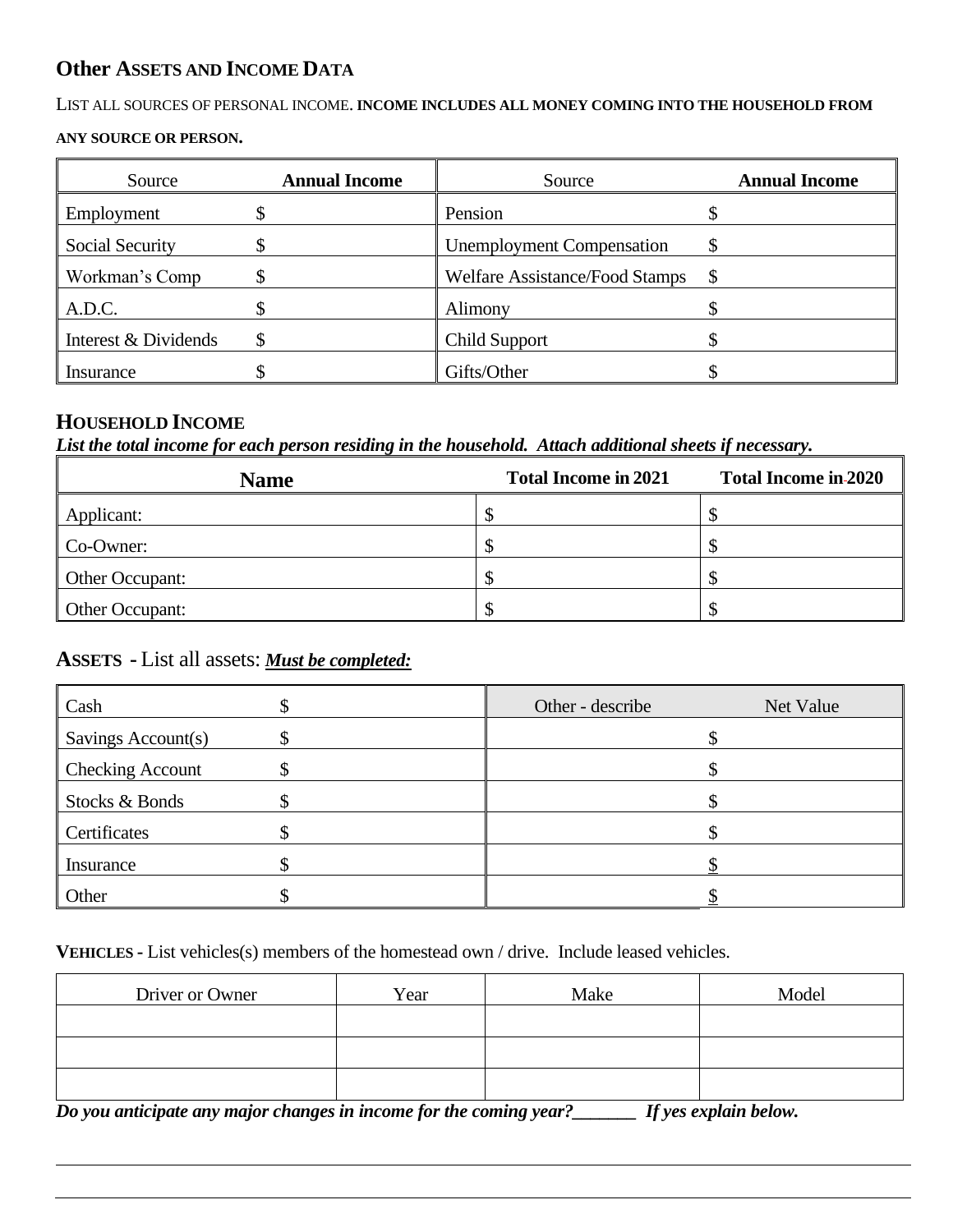## Other ASSETS AND INCOME DATA

LIST ALL SOURCES OF PERSONAL INCOME. **INCOME INCLUDES ALL MONEY COMING INTO THE HOUSEHOLD FROM ANY SOURCE OR PERSON.**

| Source | **Annual Income** | Source | **Annual Income** |
|---|---|---|---|
| Employment | $ | Pension | $ |
| Social Security | $ | Unemployment Compensation | $ |
| Workman's Comp | $ | Welfare Assistance/Food Stamps | $ |
| A.D.C. | $ | Alimony | $ |
| Interest & Dividends | $ | Child Support | $ |
| Insurance | $ | Gifts/Other | $ |

## HOUSEHOLD INCOME

***List the total income for each person residing in the household. Attach additional sheets if necessary.***

| **Name** | **Total Income in 2021** | **Total Income in 2020** |
|---|---|---|
| Applicant: | $ | $ |
| Co-Owner: | $ | $ |
| Other Occupant: | $ | $ |
| Other Occupant: | $ | $ |

## ASSETS - List all assets: ***Must be completed:***

| Cash | $ | Other - describe | Net Value |
|---|---|---|---|
| Savings Account(s) | $ | | $ |
| Checking Account | $ | | $ |
| Stocks & Bonds | $ | | $ |
| Certificates | $ | | $ |
| Insurance | $ | | $ |
| Other | $ | | $ |

**VEHICLES -** List vehicles(s) members of the homestead own / drive. Include leased vehicles.

| Driver or Owner | Year | Make | Model |
|---|---|---|---|
| | | | |
| | | | |
| | | | |

***Do you anticipate any major changes in income for the coming year?_______ If yes explain below.***

_______________________________________________________________________________

_______________________________________________________________________________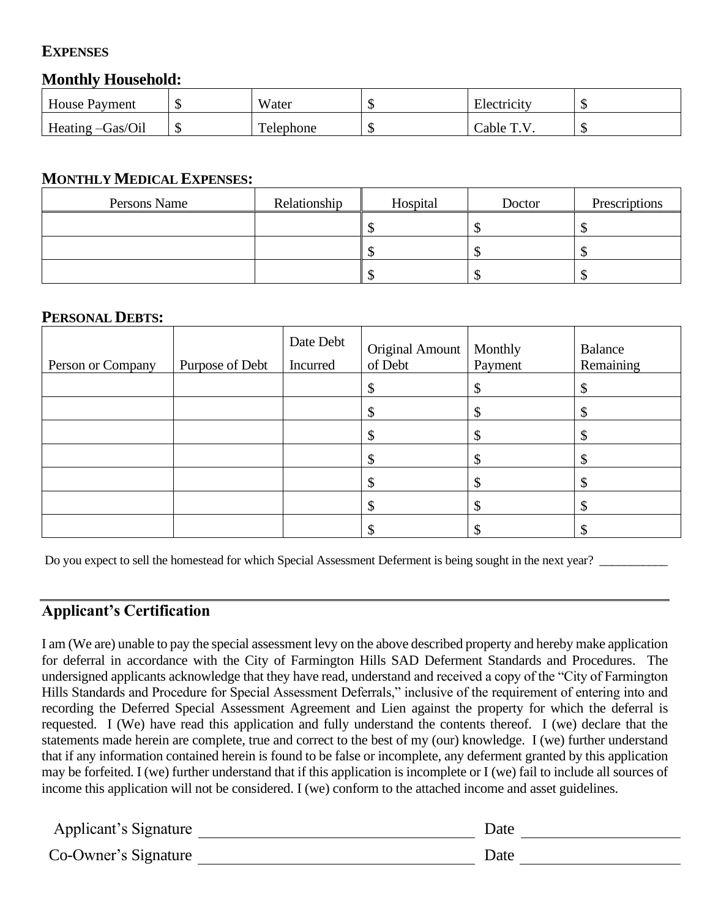**EXPENSES**

**Monthly Household:**

| House Payment | $ | Water | $ | Electricity | $ |
|---|---|---|---|---|---|
| Heating –Gas/Oil | $ | Telephone | $ | Cable T.V. | $ |

**MONTHLY MEDICAL EXPENSES:**

| Persons Name | Relationship | Hospital | Doctor | Prescriptions |
|---|---|---|---|---|
| | | $ | $ | $ |
| | | $ | $ | $ |
| | | $ | $ | $ |

**PERSONAL DEBTS:**

| Person or Company | Purpose of Debt | Date Debt Incurred | Original Amount of Debt | Monthly Payment | Balance Remaining |
|---|---|---|---|---|---|
| | | | $ | $ | $ |
| | | | $ | $ | $ |
| | | | $ | $ | $ |
| | | | $ | $ | $ |
| | | | $ | $ | $ |
| | | | $ | $ | $ |
| | | | $ | $ | $ |

Do you expect to sell the homestead for which Special Assessment Deferment is being sought in the next year? ___________

## Applicant's Certification

I am (We are) unable to pay the special assessment levy on the above described property and hereby make application for deferral in accordance with the City of Farmington Hills SAD Deferment Standards and Procedures. The undersigned applicants acknowledge that they have read, understand and received a copy of the "City of Farmington Hills Standards and Procedure for Special Assessment Deferrals," inclusive of the requirement of entering into and recording the Deferred Special Assessment Agreement and Lien against the property for which the deferral is requested. I (We) have read this application and fully understand the contents thereof. I (we) declare that the statements made herein are complete, true and correct to the best of my (our) knowledge. I (we) further understand that if any information contained herein is found to be false or incomplete, any deferment granted by this application may be forfeited. I (we) further understand that if this application is incomplete or I (we) fail to include all sources of income this application will not be considered. I (we) conform to the attached income and asset guidelines.

Applicant's Signature ______________________________ Date __________________

Co-Owner's Signature ______________________________ Date __________________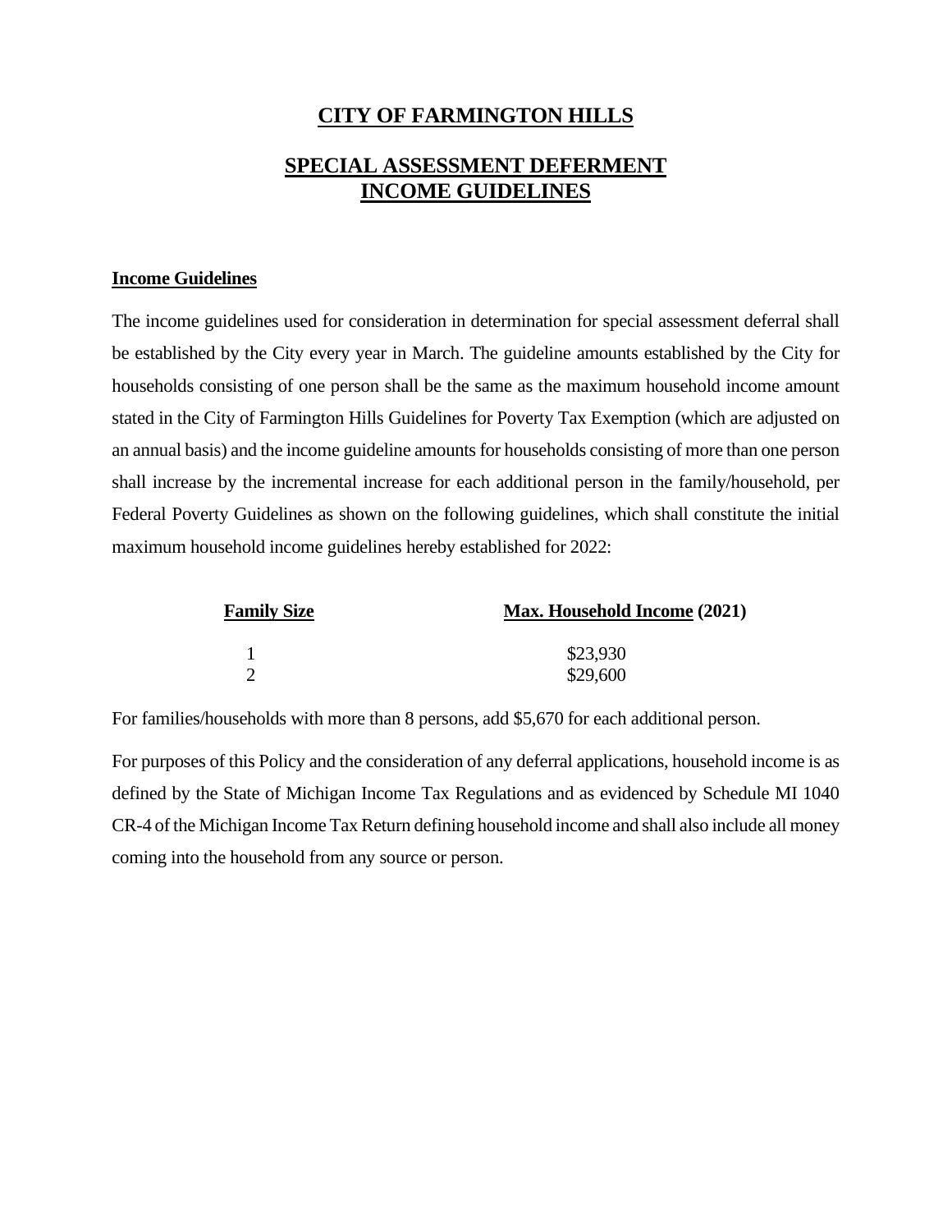# CITY OF FARMINGTON HILLS

## SPECIAL ASSESSMENT DEFERMENT INCOME GUIDELINES

### Income Guidelines

The income guidelines used for consideration in determination for special assessment deferral shall be established by the City every year in March. The guideline amounts established by the City for households consisting of one person shall be the same as the maximum household income amount stated in the City of Farmington Hills Guidelines for Poverty Tax Exemption (which are adjusted on an annual basis) and the income guideline amounts for households consisting of more than one person shall increase by the incremental increase for each additional person in the family/household, per Federal Poverty Guidelines as shown on the following guidelines, which shall constitute the initial maximum household income guidelines hereby established for 2022:

| Family Size | Max. Household Income (2021) |
|---|---|
| 1 | $23,930 |
| 2 | $29,600 |

For families/households with more than 8 persons, add $5,670 for each additional person.

For purposes of this Policy and the consideration of any deferral applications, household income is as defined by the State of Michigan Income Tax Regulations and as evidenced by Schedule MI 1040 CR-4 of the Michigan Income Tax Return defining household income and shall also include all money coming into the household from any source or person.